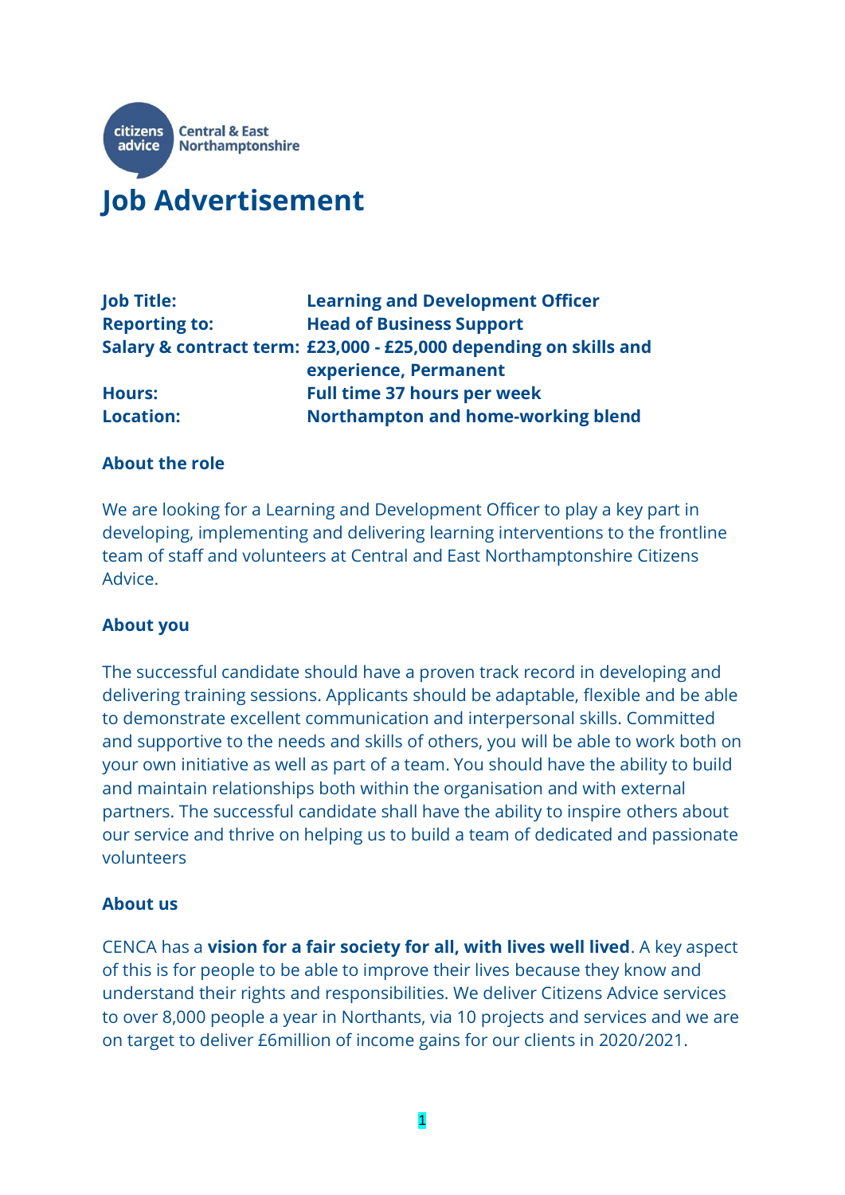citizens advice Central & East Northamptonshire

# Job Advertisement

| | |
|---|---|
| **Job Title:** | **Learning and Development Officer** |
| **Reporting to:** | **Head of Business Support** |
| **Salary & contract term:** | **£23,000 - £25,000 depending on skills and experience, Permanent** |
| **Hours:** | **Full time 37 hours per week** |
| **Location:** | **Northampton and home-working blend** |

## About the role

We are looking for a Learning and Development Officer to play a key part in developing, implementing and delivering learning interventions to the frontline team of staff and volunteers at Central and East Northamptonshire Citizens Advice.

## About you

The successful candidate should have a proven track record in developing and delivering training sessions. Applicants should be adaptable, flexible and be able to demonstrate excellent communication and interpersonal skills. Committed and supportive to the needs and skills of others, you will be able to work both on your own initiative as well as part of a team. You should have the ability to build and maintain relationships both within the organisation and with external partners. The successful candidate shall have the ability to inspire others about our service and thrive on helping us to build a team of dedicated and passionate volunteers

## About us

CENCA has a **vision for a fair society for all, with lives well lived**. A key aspect of this is for people to be able to improve their lives because they know and understand their rights and responsibilities. We deliver Citizens Advice services to over 8,000 people a year in Northants, via 10 projects and services and we are on target to deliver £6million of income gains for our clients in 2020/2021.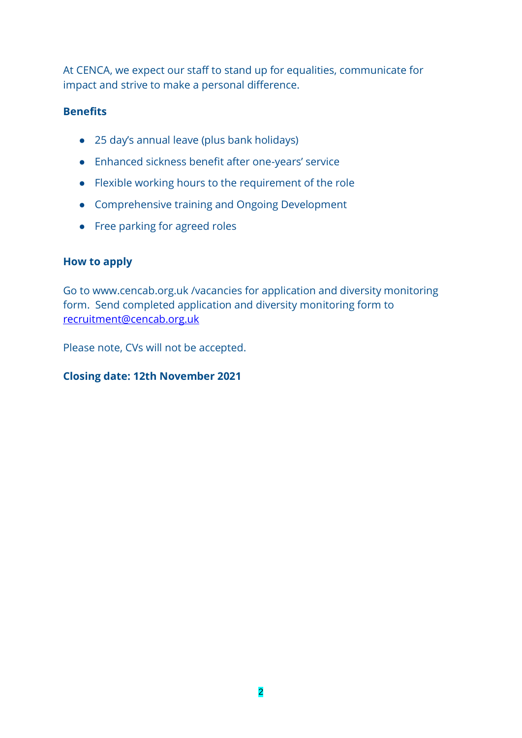At CENCA, we expect our staff to stand up for equalities, communicate for impact and strive to make a personal difference.

**Benefits**

- 25 day's annual leave (plus bank holidays)
- Enhanced sickness benefit after one-years' service
- Flexible working hours to the requirement of the role
- Comprehensive training and Ongoing Development
- Free parking for agreed roles

**How to apply**

Go to www.cencab.org.uk /vacancies for application and diversity monitoring form. Send completed application and diversity monitoring form to [recruitment@cencab.org.uk](mailto:recruitment@cencab.org.uk)

Please note, CVs will not be accepted.

**Closing date: 12th November 2021**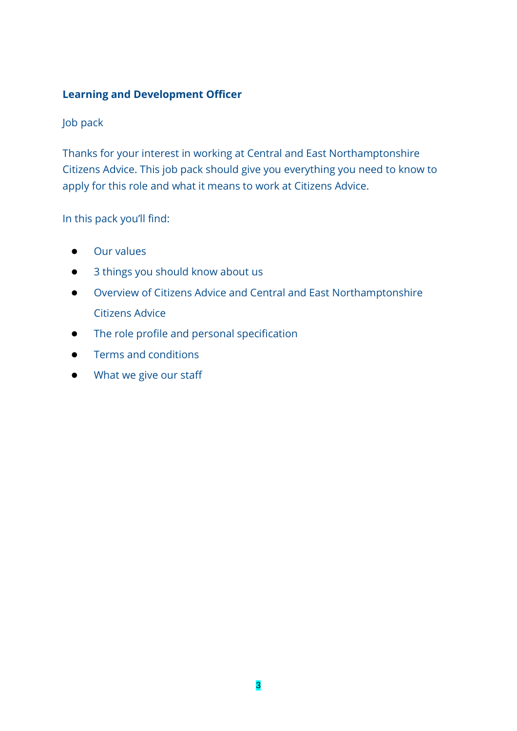**Learning and Development Officer**

Job pack

Thanks for your interest in working at Central and East Northamptonshire Citizens Advice. This job pack should give you everything you need to know to apply for this role and what it means to work at Citizens Advice.

In this pack you'll find:

- Our values
- 3 things you should know about us
- Overview of Citizens Advice and Central and East Northamptonshire Citizens Advice
- The role profile and personal specification
- Terms and conditions
- What we give our staff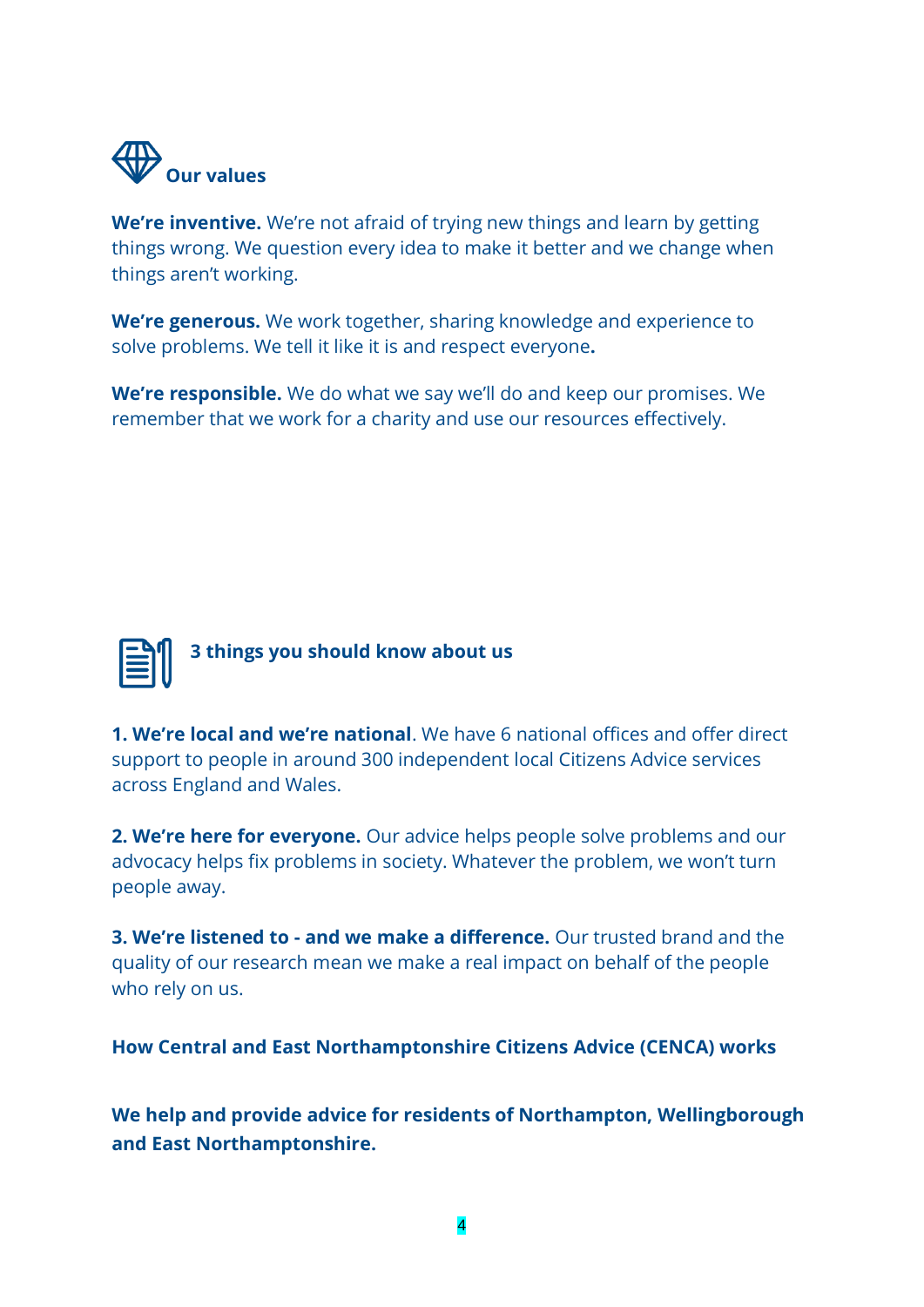## Our values

**We're inventive.** We're not afraid of trying new things and learn by getting things wrong. We question every idea to make it better and we change when things aren't working.

**We're generous.** We work together, sharing knowledge and experience to solve problems. We tell it like it is and respect everyone**.**

**We're responsible.** We do what we say we'll do and keep our promises. We remember that we work for a charity and use our resources effectively.

## 3 things you should know about us

**1. We're local and we're national**. We have 6 national offices and offer direct support to people in around 300 independent local Citizens Advice services across England and Wales.

**2. We're here for everyone.** Our advice helps people solve problems and our advocacy helps fix problems in society. Whatever the problem, we won't turn people away.

**3. We're listened to - and we make a difference.** Our trusted brand and the quality of our research mean we make a real impact on behalf of the people who rely on us.

**How Central and East Northamptonshire Citizens Advice (CENCA) works**

**We help and provide advice for residents of Northampton, Wellingborough and East Northamptonshire.**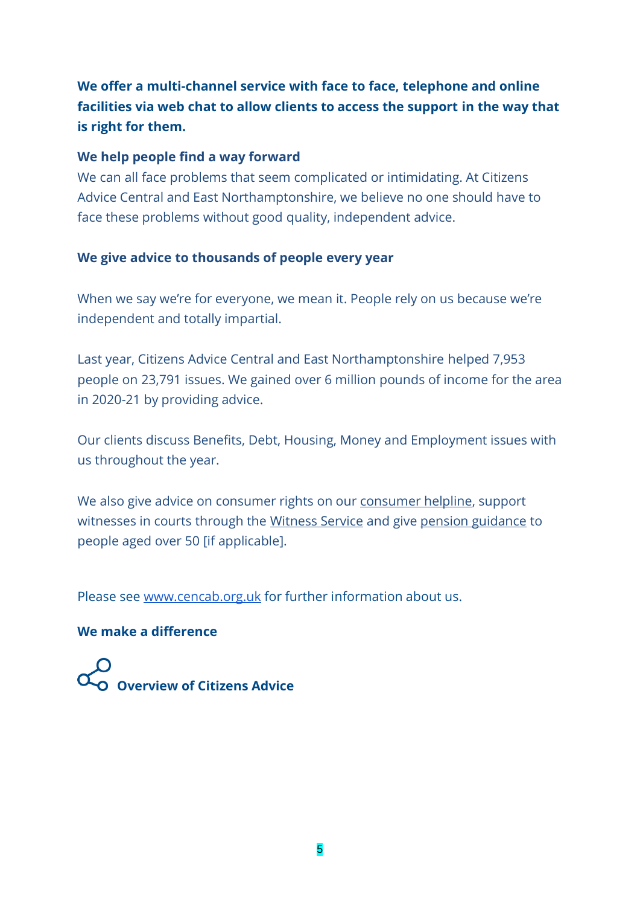**We offer a multi-channel service with face to face, telephone and online facilities via web chat to allow clients to access the support in the way that is right for them.**

**We help people find a way forward**

We can all face problems that seem complicated or intimidating. At Citizens Advice Central and East Northamptonshire, we believe no one should have to face these problems without good quality, independent advice.

**We give advice to thousands of people every year**

When we say we're for everyone, we mean it. People rely on us because we're independent and totally impartial.

Last year, Citizens Advice Central and East Northamptonshire helped 7,953 people on 23,791 issues. We gained over 6 million pounds of income for the area in 2020-21 by providing advice.

Our clients discuss Benefits, Debt, Housing, Money and Employment issues with us throughout the year.

We also give advice on consumer rights on our consumer helpline, support witnesses in courts through the Witness Service and give pension guidance to people aged over 50 [if applicable].

Please see www.cencab.org.uk for further information about us.

**We make a difference**

**Overview of Citizens Advice**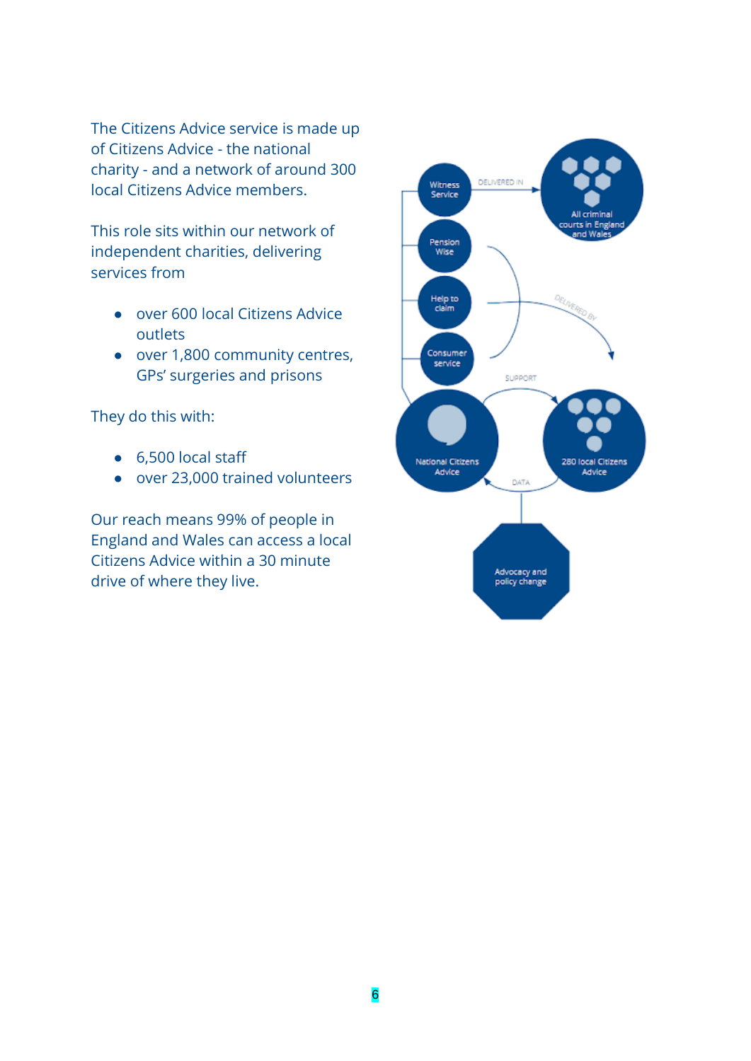The Citizens Advice service is made up of Citizens Advice - the national charity - and a network of around 300 local Citizens Advice members.

This role sits within our network of independent charities, delivering services from

- over 600 local Citizens Advice outlets
- over 1,800 community centres, GPs' surgeries and prisons

They do this with:

- 6,500 local staff
- over 23,000 trained volunteers

Our reach means 99% of people in England and Wales can access a local Citizens Advice within a 30 minute drive of where they live.

Witness Service

DELIVERED IN

All criminal courts in England and Wales

Pension Wise

Help to claim

DELIVERED BY

Consumer service

SUPPORT

National Citizens Advice

280 local Citizens Advice

DATA

Advocacy and policy change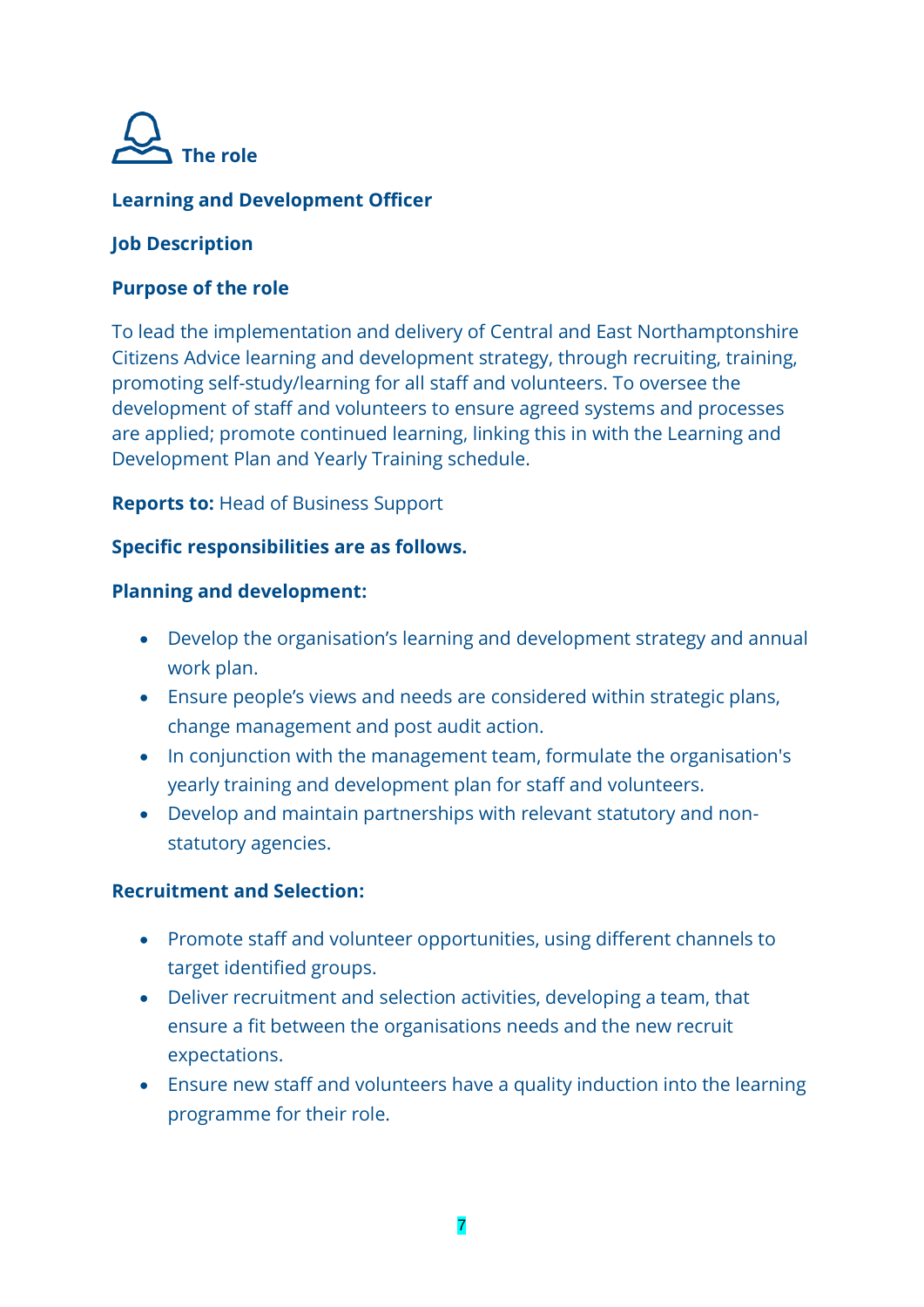## The role

### Learning and Development Officer

**Job Description**

**Purpose of the role**

To lead the implementation and delivery of Central and East Northamptonshire Citizens Advice learning and development strategy, through recruiting, training, promoting self-study/learning for all staff and volunteers. To oversee the development of staff and volunteers to ensure agreed systems and processes are applied; promote continued learning, linking this in with the Learning and Development Plan and Yearly Training schedule.

**Reports to:** Head of Business Support

**Specific responsibilities are as follows.**

**Planning and development:**

- Develop the organisation's learning and development strategy and annual work plan.
- Ensure people's views and needs are considered within strategic plans, change management and post audit action.
- In conjunction with the management team, formulate the organisation's yearly training and development plan for staff and volunteers.
- Develop and maintain partnerships with relevant statutory and non-statutory agencies.

**Recruitment and Selection:**

- Promote staff and volunteer opportunities, using different channels to target identified groups.
- Deliver recruitment and selection activities, developing a team, that ensure a fit between the organisations needs and the new recruit expectations.
- Ensure new staff and volunteers have a quality induction into the learning programme for their role.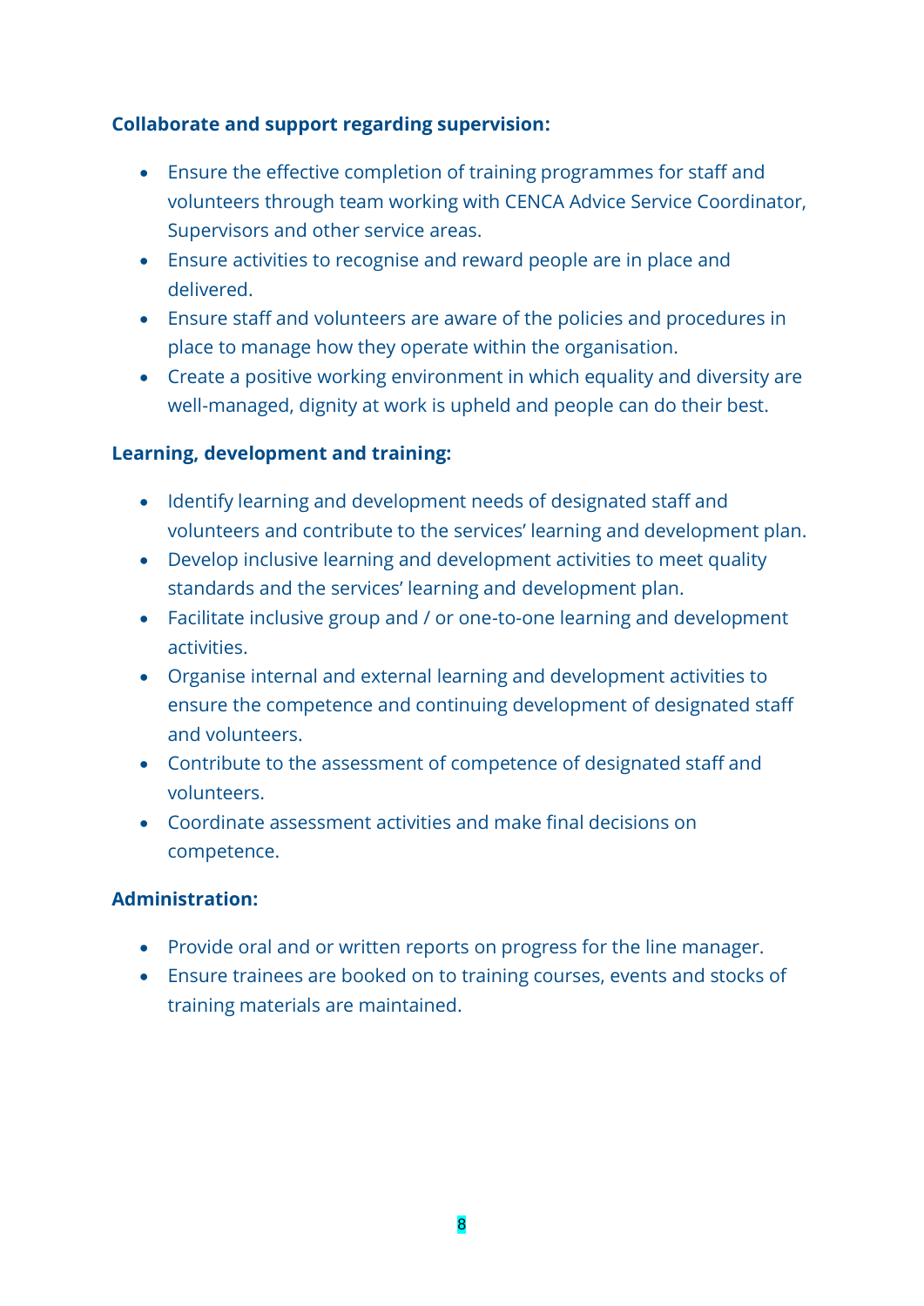**Collaborate and support regarding supervision:**

- Ensure the effective completion of training programmes for staff and volunteers through team working with CENCA Advice Service Coordinator, Supervisors and other service areas.
- Ensure activities to recognise and reward people are in place and delivered.
- Ensure staff and volunteers are aware of the policies and procedures in place to manage how they operate within the organisation.
- Create a positive working environment in which equality and diversity are well-managed, dignity at work is upheld and people can do their best.

**Learning, development and training:**

- Identify learning and development needs of designated staff and volunteers and contribute to the services' learning and development plan.
- Develop inclusive learning and development activities to meet quality standards and the services' learning and development plan.
- Facilitate inclusive group and / or one-to-one learning and development activities.
- Organise internal and external learning and development activities to ensure the competence and continuing development of designated staff and volunteers.
- Contribute to the assessment of competence of designated staff and volunteers.
- Coordinate assessment activities and make final decisions on competence.

**Administration:**

- Provide oral and or written reports on progress for the line manager.
- Ensure trainees are booked on to training courses, events and stocks of training materials are maintained.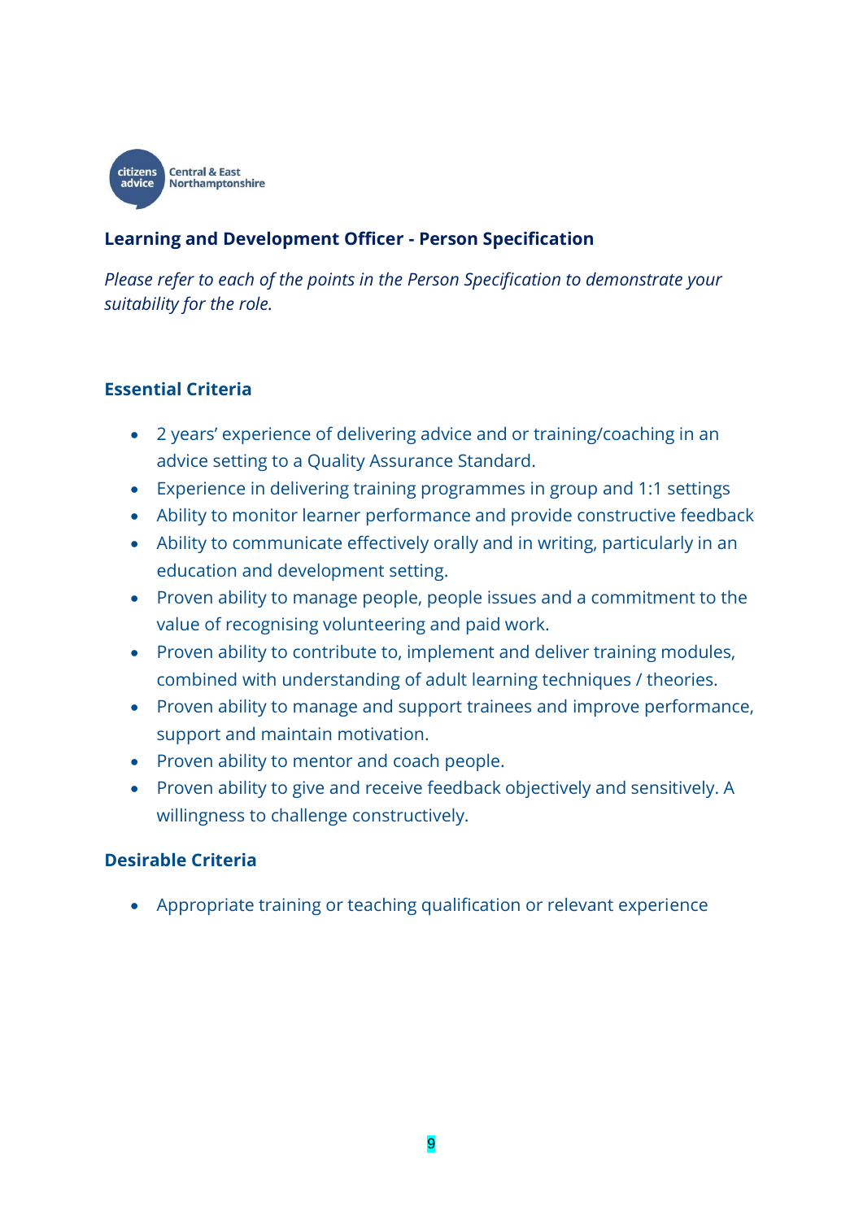citizens advice Central & East Northamptonshire

## Learning and Development Officer - Person Specification

*Please refer to each of the points in the Person Specification to demonstrate your suitability for the role.*

### Essential Criteria

- 2 years' experience of delivering advice and or training/coaching in an advice setting to a Quality Assurance Standard.
- Experience in delivering training programmes in group and 1:1 settings
- Ability to monitor learner performance and provide constructive feedback
- Ability to communicate effectively orally and in writing, particularly in an education and development setting.
- Proven ability to manage people, people issues and a commitment to the value of recognising volunteering and paid work.
- Proven ability to contribute to, implement and deliver training modules, combined with understanding of adult learning techniques / theories.
- Proven ability to manage and support trainees and improve performance, support and maintain motivation.
- Proven ability to mentor and coach people.
- Proven ability to give and receive feedback objectively and sensitively. A willingness to challenge constructively.

### Desirable Criteria

- Appropriate training or teaching qualification or relevant experience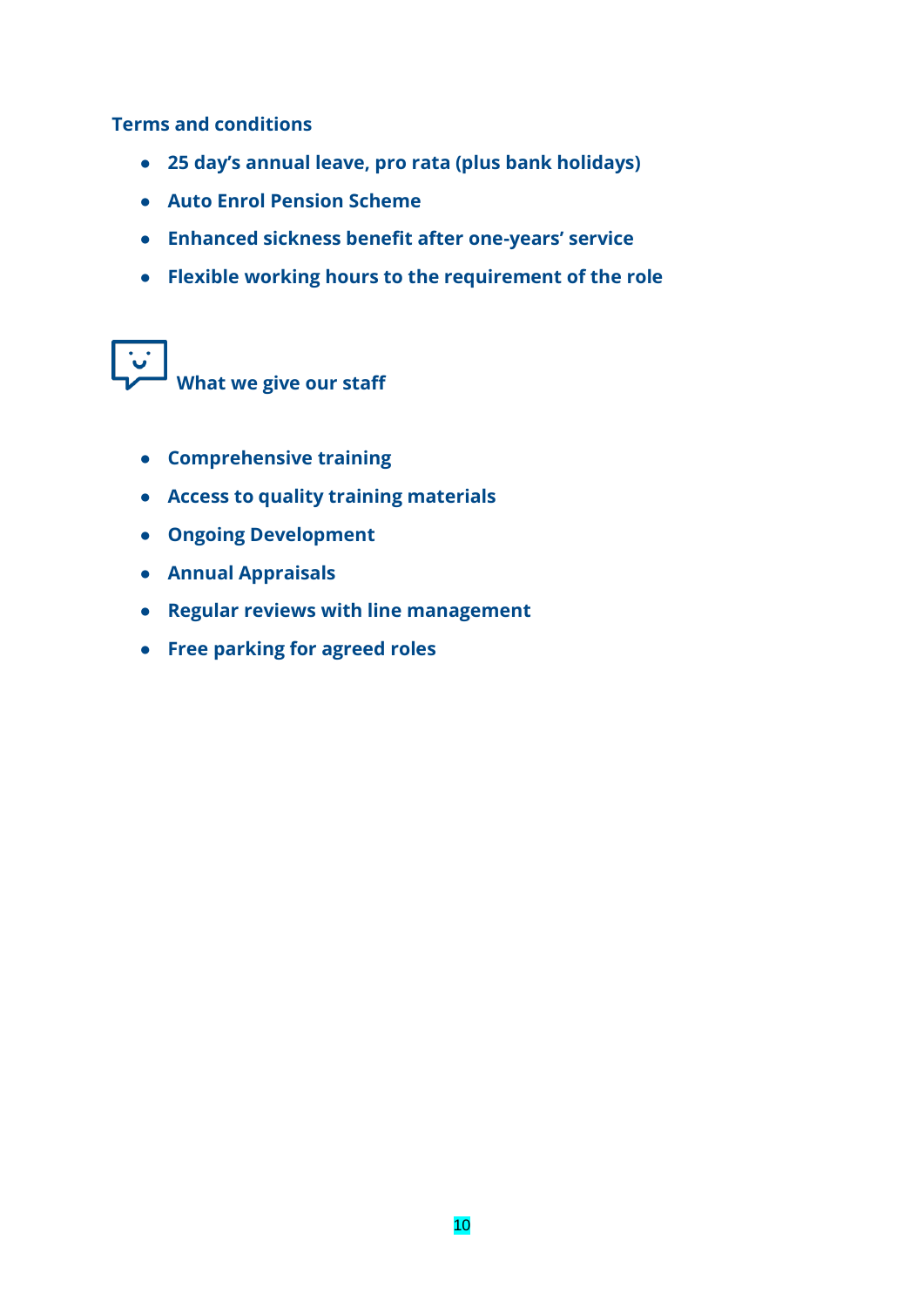**Terms and conditions**

- **25 day's annual leave, pro rata (plus bank holidays)**
- **Auto Enrol Pension Scheme**
- **Enhanced sickness benefit after one-years' service**
- **Flexible working hours to the requirement of the role**

**What we give our staff**

- **Comprehensive training**
- **Access to quality training materials**
- **Ongoing Development**
- **Annual Appraisals**
- **Regular reviews with line management**
- **Free parking for agreed roles**